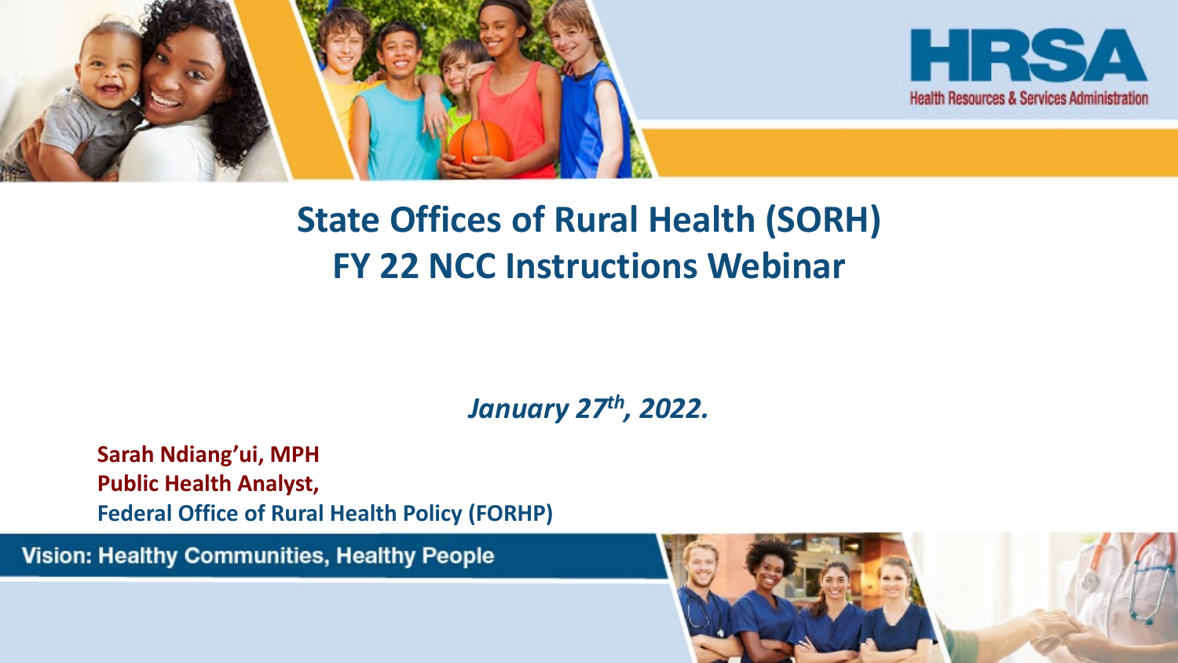HRSA

Health Resources & Services Administration

# State Offices of Rural Health (SORH) FY 22 NCC Instructions Webinar

*January 27th, 2022.*

**Sarah Ndiang'ui, MPH**
**Public Health Analyst,**
**Federal Office of Rural Health Policy (FORHP)**

**Vision: Healthy Communities, Healthy People**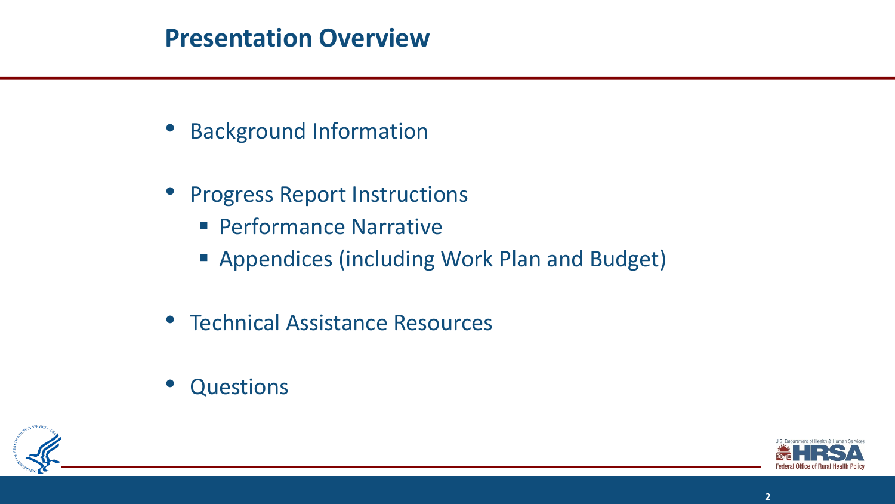# Presentation Overview

- Background Information
- Progress Report Instructions
  - Performance Narrative
  - Appendices (including Work Plan and Budget)
- Technical Assistance Resources
- Questions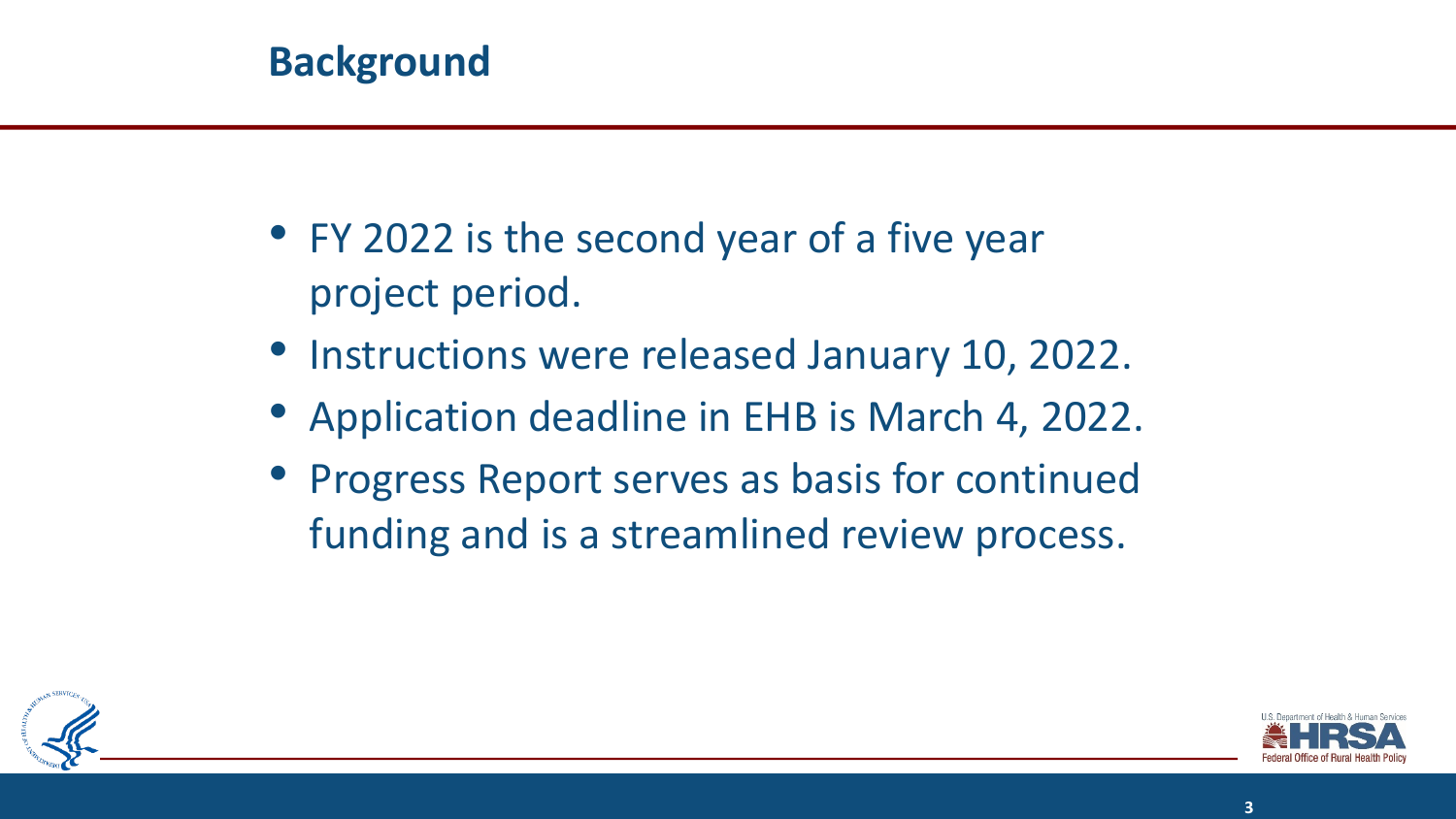# Background

- FY 2022 is the second year of a five year project period.
- Instructions were released January 10, 2022.
- Application deadline in EHB is March 4, 2022.
- Progress Report serves as basis for continued funding and is a streamlined review process.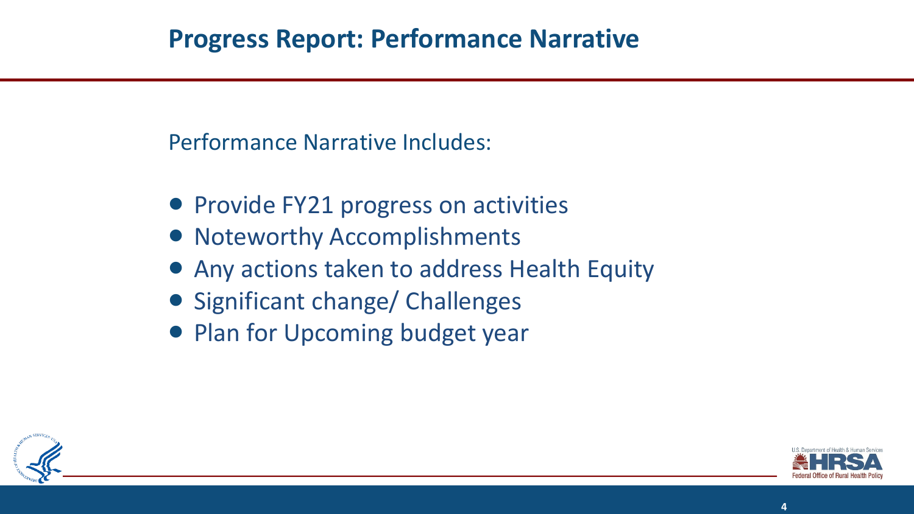# Progress Report: Performance Narrative

Performance Narrative Includes:

- Provide FY21 progress on activities
- Noteworthy Accomplishments
- Any actions taken to address Health Equity
- Significant change/ Challenges
- Plan for Upcoming budget year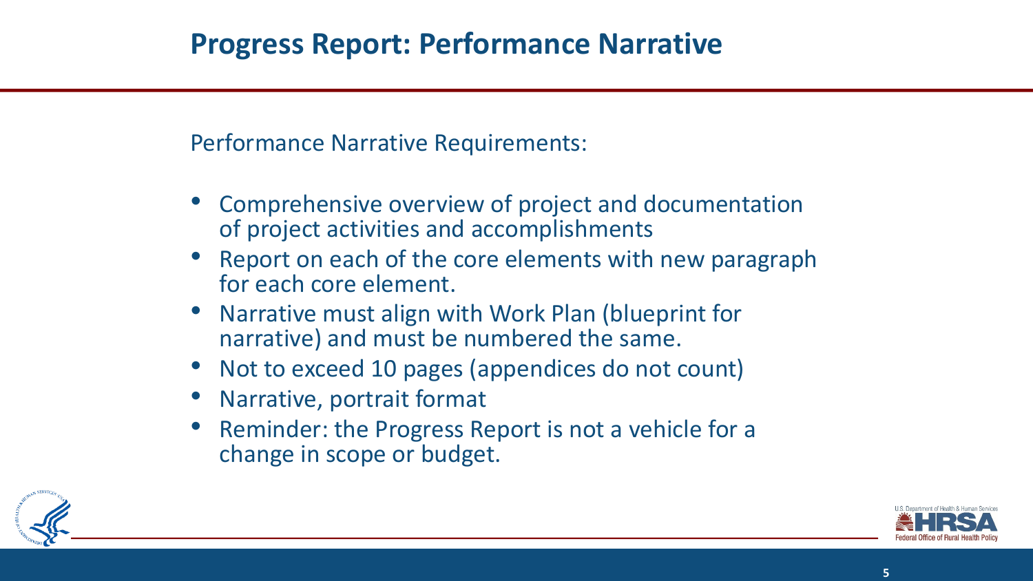# Progress Report: Performance Narrative

Performance Narrative Requirements:

- Comprehensive overview of project and documentation of project activities and accomplishments
- Report on each of the core elements with new paragraph for each core element.
- Narrative must align with Work Plan (blueprint for narrative) and must be numbered the same.
- Not to exceed 10 pages (appendices do not count)
- Narrative, portrait format
- Reminder: the Progress Report is not a vehicle for a change in scope or budget.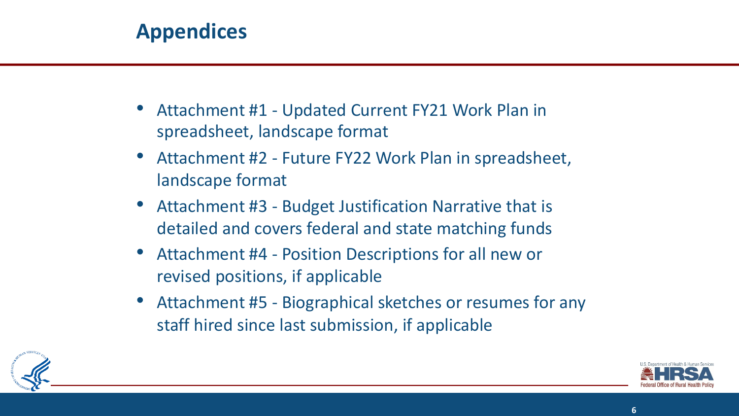# Appendices

- Attachment #1 - Updated Current FY21 Work Plan in spreadsheet, landscape format
- Attachment #2 - Future FY22 Work Plan in spreadsheet, landscape format
- Attachment #3 - Budget Justification Narrative that is detailed and covers federal and state matching funds
- Attachment #4 - Position Descriptions for all new or revised positions, if applicable
- Attachment #5 - Biographical sketches or resumes for any staff hired since last submission, if applicable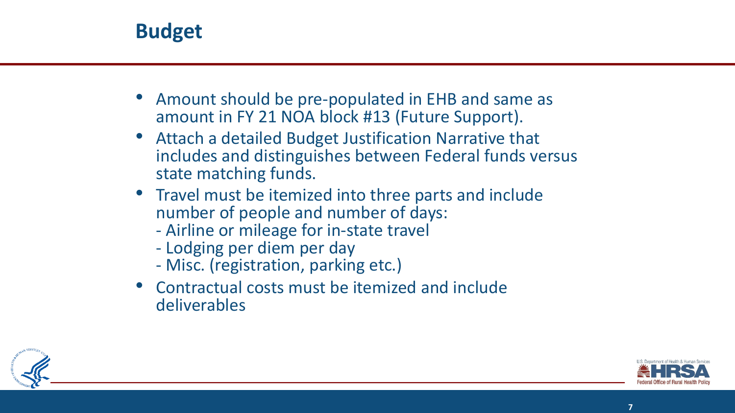# Budget

- Amount should be pre-populated in EHB and same as amount in FY 21 NOA block #13 (Future Support).
- Attach a detailed Budget Justification Narrative that includes and distinguishes between Federal funds versus state matching funds.
- Travel must be itemized into three parts and include number of people and number of days:
  - Airline or mileage for in-state travel
  - Lodging per diem per day
  - Misc. (registration, parking etc.)
- Contractual costs must be itemized and include deliverables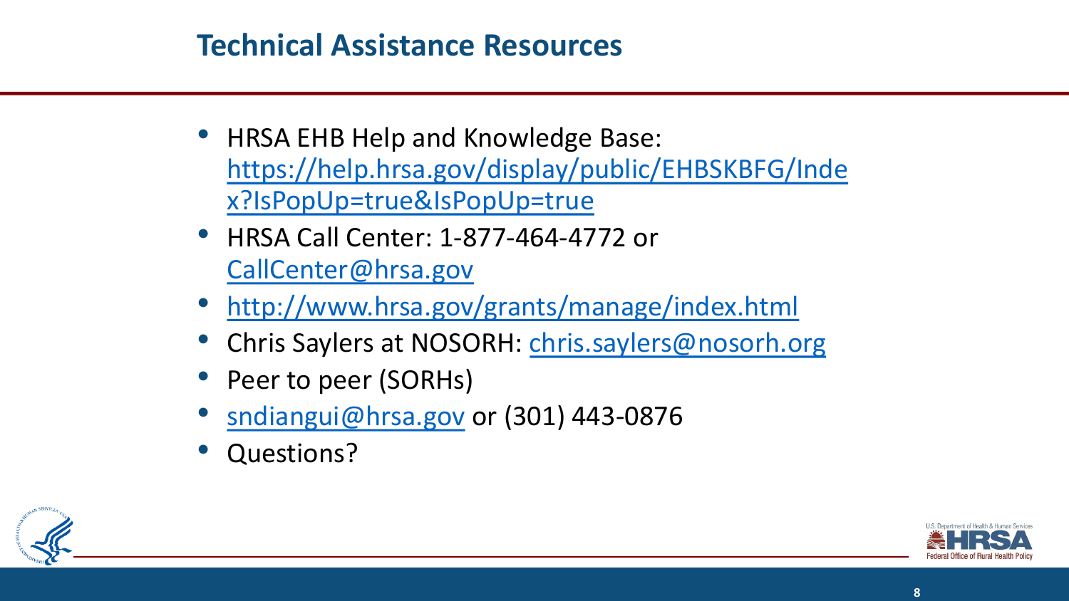# Technical Assistance Resources

- HRSA EHB Help and Knowledge Base: https://help.hrsa.gov/display/public/EHBSKBFG/Index?IsPopUp=true&IsPopUp=true
- HRSA Call Center: 1-877-464-4772 or CallCenter@hrsa.gov
- http://www.hrsa.gov/grants/manage/index.html
- Chris Saylers at NOSORH: chris.saylers@nosorh.org
- Peer to peer (SORHs)
- sndiangui@hrsa.gov or (301) 443-0876
- Questions?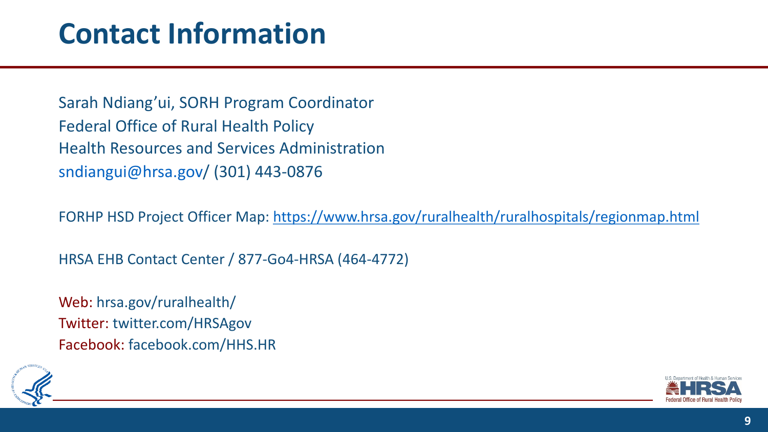# Contact Information

Sarah Ndiang'ui, SORH Program Coordinator
Federal Office of Rural Health Policy
Health Resources and Services Administration
sndiangui@hrsa.gov/ (301) 443-0876

FORHP HSD Project Officer Map: https://www.hrsa.gov/ruralhealth/ruralhospitals/regionmap.html

HRSA EHB Contact Center / 877-Go4-HRSA (464-4772)

Web: hrsa.gov/ruralhealth/
Twitter: twitter.com/HRSAgov
Facebook: facebook.com/HHS.HR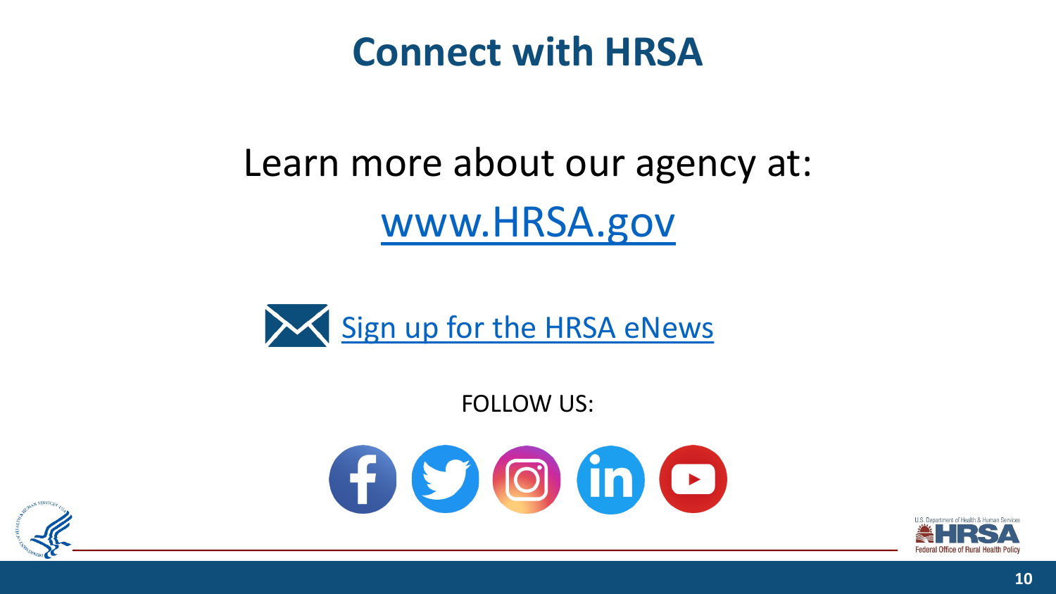# Connect with HRSA

Learn more about our agency at:

[www.HRSA.gov](http://www.HRSA.gov)

[Sign up for the HRSA eNews](#)

FOLLOW US: